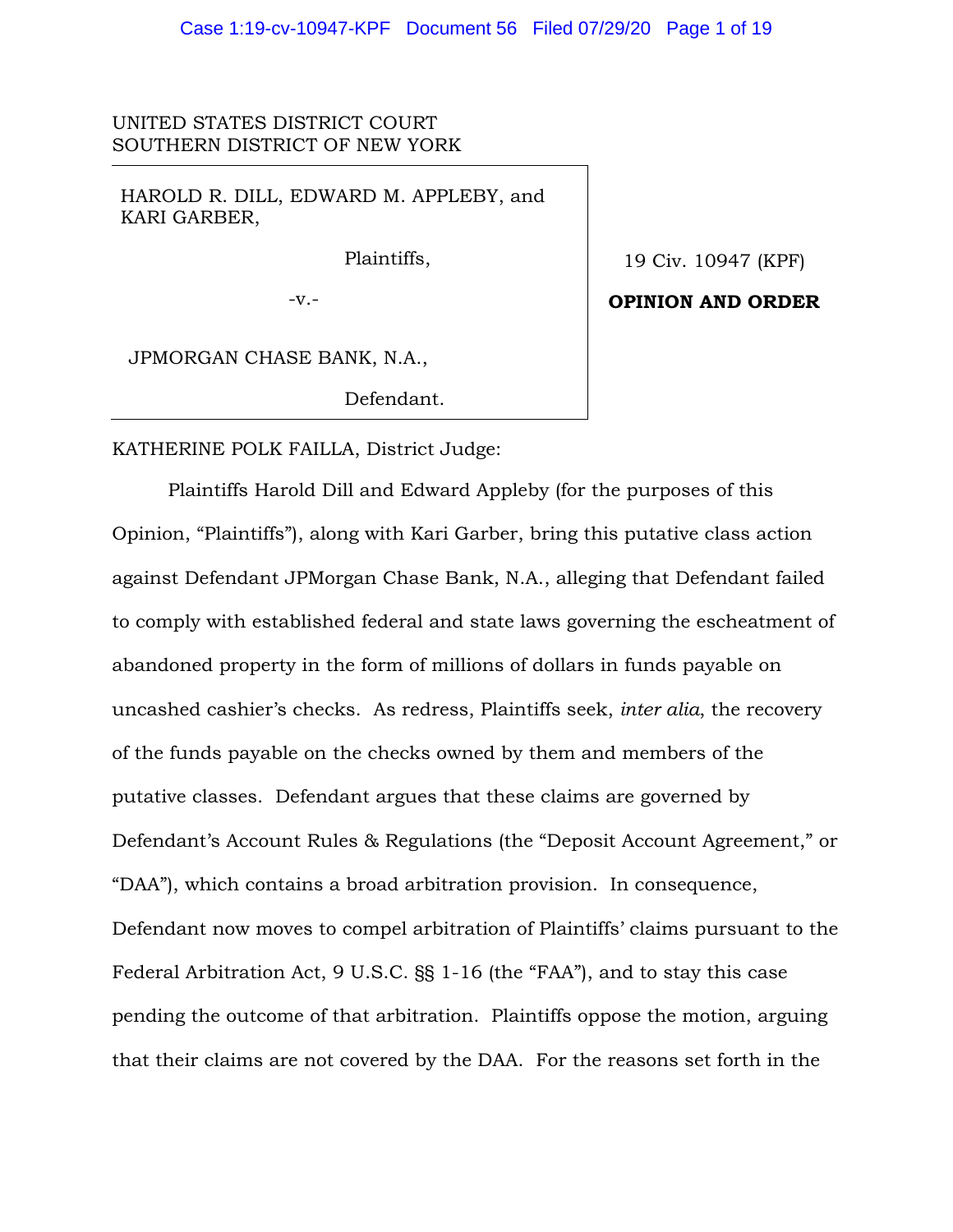UNITED STATES DISTRICT COURT
SOUTHERN DISTRICT OF NEW YORK

HAROLD R. DILL, EDWARD M. APPLEBY, and KARI GARBER,

Plaintiffs,

-v.-

JPMORGAN CHASE BANK, N.A.,

Defendant.

19 Civ. 10947 (KPF)

**OPINION AND ORDER**

KATHERINE POLK FAILLA, District Judge:

Plaintiffs Harold Dill and Edward Appleby (for the purposes of this Opinion, "Plaintiffs"), along with Kari Garber, bring this putative class action against Defendant JPMorgan Chase Bank, N.A., alleging that Defendant failed to comply with established federal and state laws governing the escheatment of abandoned property in the form of millions of dollars in funds payable on uncashed cashier's checks. As redress, Plaintiffs seek, *inter alia*, the recovery of the funds payable on the checks owned by them and members of the putative classes. Defendant argues that these claims are governed by Defendant's Account Rules & Regulations (the "Deposit Account Agreement," or "DAA"), which contains a broad arbitration provision. In consequence, Defendant now moves to compel arbitration of Plaintiffs' claims pursuant to the Federal Arbitration Act, 9 U.S.C. §§ 1-16 (the "FAA"), and to stay this case pending the outcome of that arbitration. Plaintiffs oppose the motion, arguing that their claims are not covered by the DAA. For the reasons set forth in the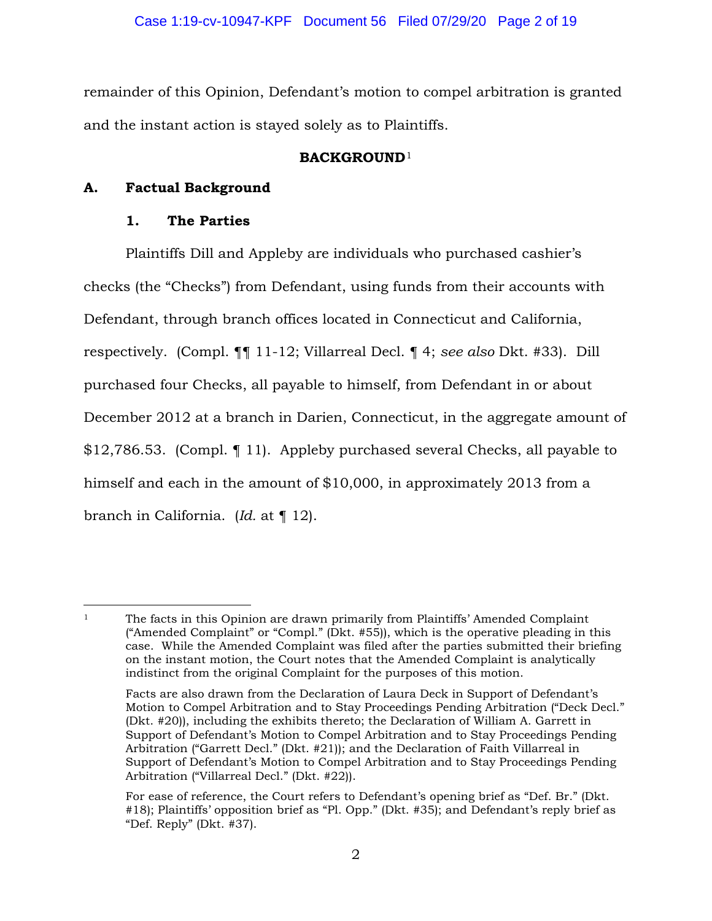remainder of this Opinion, Defendant's motion to compel arbitration is granted and the instant action is stayed solely as to Plaintiffs.

## BACKGROUND[1]

### A. Factual Background

#### 1. The Parties

Plaintiffs Dill and Appleby are individuals who purchased cashier's checks (the "Checks") from Defendant, using funds from their accounts with Defendant, through branch offices located in Connecticut and California, respectively. (Compl. ¶¶ 11-12; Villarreal Decl. ¶ 4; *see also* Dkt. #33). Dill purchased four Checks, all payable to himself, from Defendant in or about December 2012 at a branch in Darien, Connecticut, in the aggregate amount of $12,786.53. (Compl. ¶ 11). Appleby purchased several Checks, all payable to himself and each in the amount of $10,000, in approximately 2013 from a branch in California. (*Id.* at ¶ 12).

---

[1] The facts in this Opinion are drawn primarily from Plaintiffs' Amended Complaint ("Amended Complaint" or "Compl." (Dkt. #55)), which is the operative pleading in this case. While the Amended Complaint was filed after the parties submitted their briefing on the instant motion, the Court notes that the Amended Complaint is analytically indistinct from the original Complaint for the purposes of this motion.

Facts are also drawn from the Declaration of Laura Deck in Support of Defendant's Motion to Compel Arbitration and to Stay Proceedings Pending Arbitration ("Deck Decl." (Dkt. #20)), including the exhibits thereto; the Declaration of William A. Garrett in Support of Defendant's Motion to Compel Arbitration and to Stay Proceedings Pending Arbitration ("Garrett Decl." (Dkt. #21)); and the Declaration of Faith Villarreal in Support of Defendant's Motion to Compel Arbitration and to Stay Proceedings Pending Arbitration ("Villarreal Decl." (Dkt. #22)).

For ease of reference, the Court refers to Defendant's opening brief as "Def. Br." (Dkt. #18); Plaintiffs' opposition brief as "Pl. Opp." (Dkt. #35); and Defendant's reply brief as "Def. Reply" (Dkt. #37).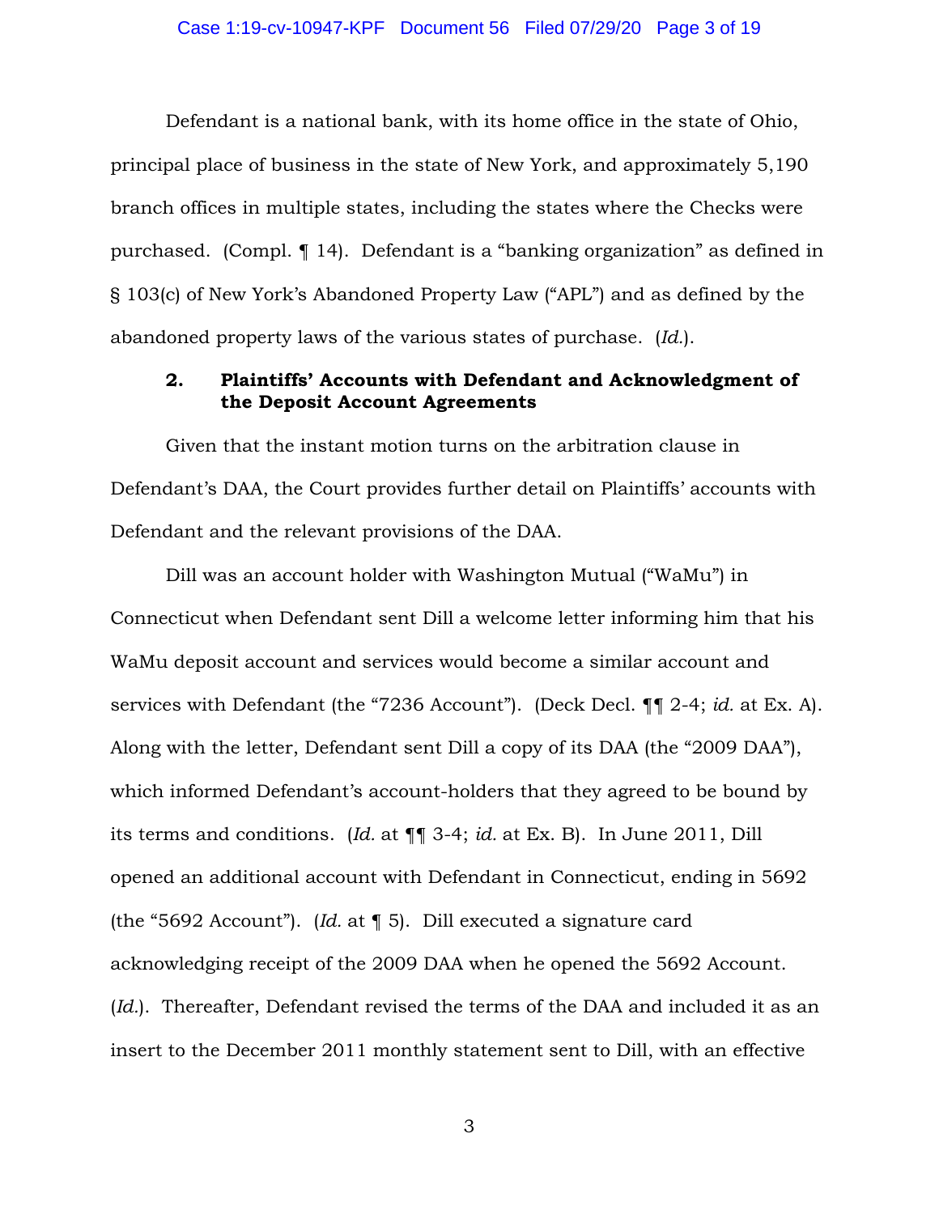Defendant is a national bank, with its home office in the state of Ohio, principal place of business in the state of New York, and approximately 5,190 branch offices in multiple states, including the states where the Checks were purchased. (Compl. ¶ 14). Defendant is a "banking organization" as defined in § 103(c) of New York's Abandoned Property Law ("APL") and as defined by the abandoned property laws of the various states of purchase. (*Id.*).

### 2. Plaintiffs' Accounts with Defendant and Acknowledgment of the Deposit Account Agreements

Given that the instant motion turns on the arbitration clause in Defendant's DAA, the Court provides further detail on Plaintiffs' accounts with Defendant and the relevant provisions of the DAA.

Dill was an account holder with Washington Mutual ("WaMu") in Connecticut when Defendant sent Dill a welcome letter informing him that his WaMu deposit account and services would become a similar account and services with Defendant (the "7236 Account"). (Deck Decl. ¶¶ 2-4; *id.* at Ex. A). Along with the letter, Defendant sent Dill a copy of its DAA (the "2009 DAA"), which informed Defendant's account-holders that they agreed to be bound by its terms and conditions. (*Id.* at ¶¶ 3-4; *id.* at Ex. B). In June 2011, Dill opened an additional account with Defendant in Connecticut, ending in 5692 (the "5692 Account"). (*Id.* at ¶ 5). Dill executed a signature card acknowledging receipt of the 2009 DAA when he opened the 5692 Account. (*Id.*). Thereafter, Defendant revised the terms of the DAA and included it as an insert to the December 2011 monthly statement sent to Dill, with an effective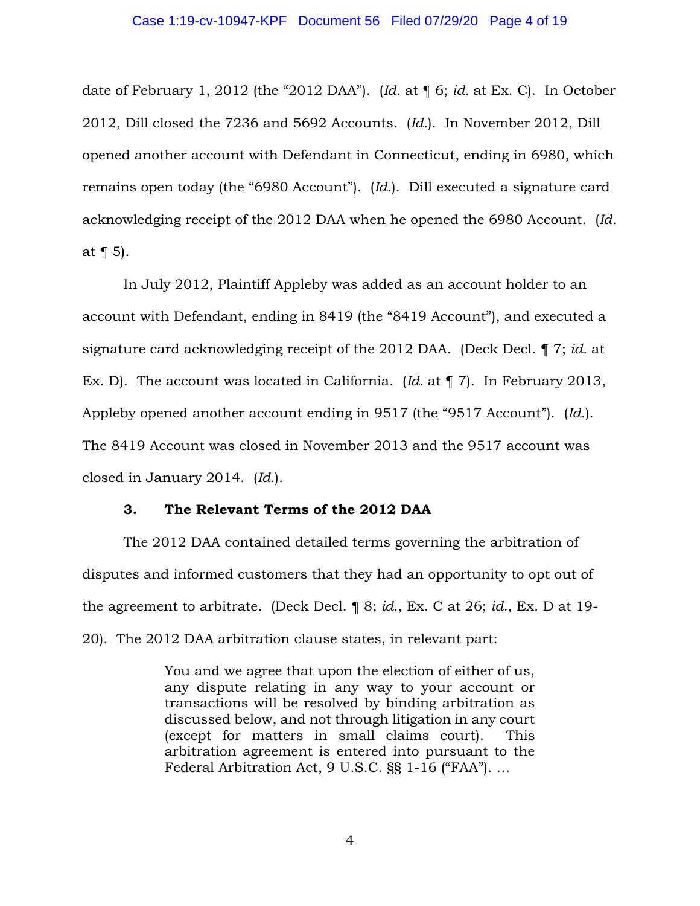date of February 1, 2012 (the "2012 DAA"). (*Id.* at ¶ 6; *id.* at Ex. C). In October 2012, Dill closed the 7236 and 5692 Accounts. (*Id.*). In November 2012, Dill opened another account with Defendant in Connecticut, ending in 6980, which remains open today (the "6980 Account"). (*Id.*). Dill executed a signature card acknowledging receipt of the 2012 DAA when he opened the 6980 Account. (*Id.* at ¶ 5).

In July 2012, Plaintiff Appleby was added as an account holder to an account with Defendant, ending in 8419 (the "8419 Account"), and executed a signature card acknowledging receipt of the 2012 DAA. (Deck Decl. ¶ 7; *id.* at Ex. D). The account was located in California. (*Id.* at ¶ 7). In February 2013, Appleby opened another account ending in 9517 (the "9517 Account"). (*Id.*). The 8419 Account was closed in November 2013 and the 9517 account was closed in January 2014. (*Id.*).

### 3. The Relevant Terms of the 2012 DAA

The 2012 DAA contained detailed terms governing the arbitration of disputes and informed customers that they had an opportunity to opt out of the agreement to arbitrate. (Deck Decl. ¶ 8; *id.*, Ex. C at 26; *id.*, Ex. D at 19-20). The 2012 DAA arbitration clause states, in relevant part:

> You and we agree that upon the election of either of us, any dispute relating in any way to your account or transactions will be resolved by binding arbitration as discussed below, and not through litigation in any court (except for matters in small claims court). This arbitration agreement is entered into pursuant to the Federal Arbitration Act, 9 U.S.C. §§ 1-16 ("FAA"). ...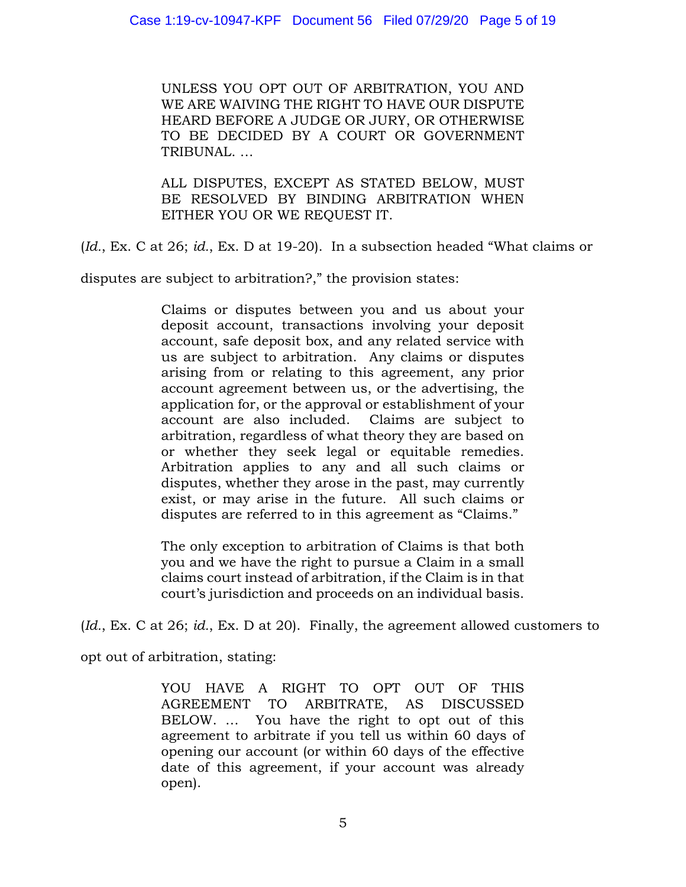> UNLESS YOU OPT OUT OF ARBITRATION, YOU AND WE ARE WAIVING THE RIGHT TO HAVE OUR DISPUTE HEARD BEFORE A JUDGE OR JURY, OR OTHERWISE TO BE DECIDED BY A COURT OR GOVERNMENT TRIBUNAL. …
>
> ALL DISPUTES, EXCEPT AS STATED BELOW, MUST BE RESOLVED BY BINDING ARBITRATION WHEN EITHER YOU OR WE REQUEST IT.

(*Id.*, Ex. C at 26; *id.*, Ex. D at 19-20). In a subsection headed "What claims or disputes are subject to arbitration?," the provision states:

> Claims or disputes between you and us about your deposit account, transactions involving your deposit account, safe deposit box, and any related service with us are subject to arbitration. Any claims or disputes arising from or relating to this agreement, any prior account agreement between us, or the advertising, the application for, or the approval or establishment of your account are also included. Claims are subject to arbitration, regardless of what theory they are based on or whether they seek legal or equitable remedies. Arbitration applies to any and all such claims or disputes, whether they arose in the past, may currently exist, or may arise in the future. All such claims or disputes are referred to in this agreement as "Claims."
>
> The only exception to arbitration of Claims is that both you and we have the right to pursue a Claim in a small claims court instead of arbitration, if the Claim is in that court's jurisdiction and proceeds on an individual basis.

(*Id.*, Ex. C at 26; *id.*, Ex. D at 20). Finally, the agreement allowed customers to opt out of arbitration, stating:

> YOU HAVE A RIGHT TO OPT OUT OF THIS AGREEMENT TO ARBITRATE, AS DISCUSSED BELOW. … You have the right to opt out of this agreement to arbitrate if you tell us within 60 days of opening our account (or within 60 days of the effective date of this agreement, if your account was already open).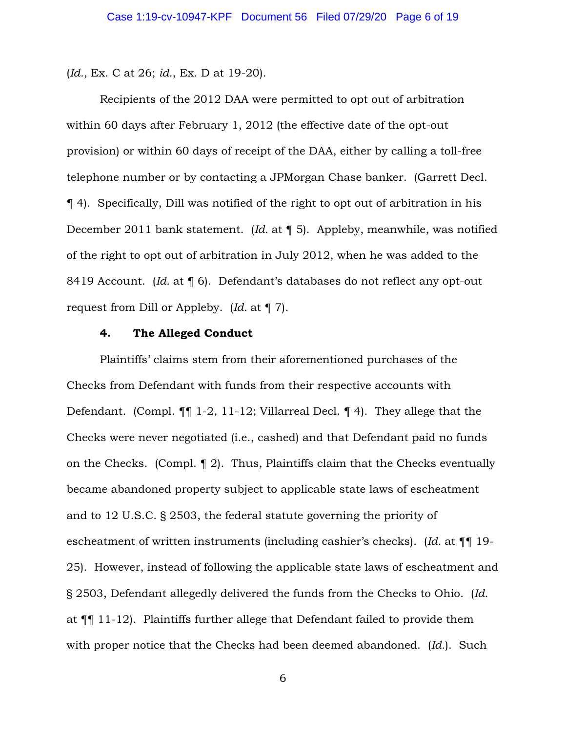(*Id.*, Ex. C at 26; *id.*, Ex. D at 19-20).

Recipients of the 2012 DAA were permitted to opt out of arbitration within 60 days after February 1, 2012 (the effective date of the opt-out provision) or within 60 days of receipt of the DAA, either by calling a toll-free telephone number or by contacting a JPMorgan Chase banker. (Garrett Decl. ¶ 4). Specifically, Dill was notified of the right to opt out of arbitration in his December 2011 bank statement. (*Id.* at ¶ 5). Appleby, meanwhile, was notified of the right to opt out of arbitration in July 2012, when he was added to the 8419 Account. (*Id.* at ¶ 6). Defendant's databases do not reflect any opt-out request from Dill or Appleby. (*Id.* at ¶ 7).

**4. The Alleged Conduct**

Plaintiffs' claims stem from their aforementioned purchases of the Checks from Defendant with funds from their respective accounts with Defendant. (Compl. ¶¶ 1-2, 11-12; Villarreal Decl. ¶ 4). They allege that the Checks were never negotiated (i.e., cashed) and that Defendant paid no funds on the Checks. (Compl. ¶ 2). Thus, Plaintiffs claim that the Checks eventually became abandoned property subject to applicable state laws of escheatment and to 12 U.S.C. § 2503, the federal statute governing the priority of escheatment of written instruments (including cashier's checks). (*Id.* at ¶¶ 19-25). However, instead of following the applicable state laws of escheatment and § 2503, Defendant allegedly delivered the funds from the Checks to Ohio. (*Id.* at ¶¶ 11-12). Plaintiffs further allege that Defendant failed to provide them with proper notice that the Checks had been deemed abandoned. (*Id.*). Such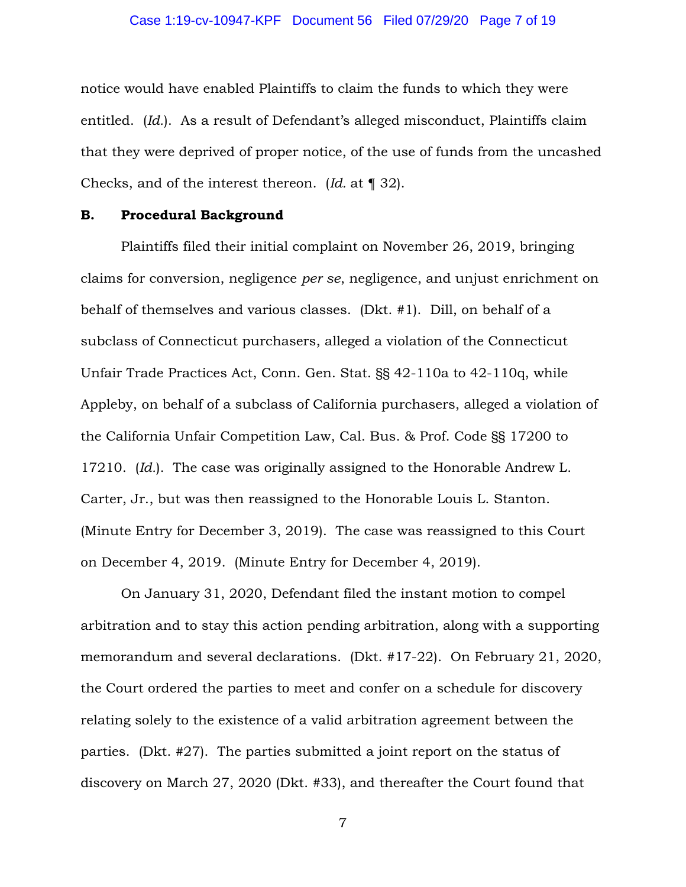notice would have enabled Plaintiffs to claim the funds to which they were entitled. (*Id.*). As a result of Defendant's alleged misconduct, Plaintiffs claim that they were deprived of proper notice, of the use of funds from the uncashed Checks, and of the interest thereon. (*Id.* at ¶ 32).

### B. Procedural Background

Plaintiffs filed their initial complaint on November 26, 2019, bringing claims for conversion, negligence *per se*, negligence, and unjust enrichment on behalf of themselves and various classes. (Dkt. #1). Dill, on behalf of a subclass of Connecticut purchasers, alleged a violation of the Connecticut Unfair Trade Practices Act, Conn. Gen. Stat. §§ 42-110a to 42-110q, while Appleby, on behalf of a subclass of California purchasers, alleged a violation of the California Unfair Competition Law, Cal. Bus. & Prof. Code §§ 17200 to 17210. (*Id.*). The case was originally assigned to the Honorable Andrew L. Carter, Jr., but was then reassigned to the Honorable Louis L. Stanton. (Minute Entry for December 3, 2019). The case was reassigned to this Court on December 4, 2019. (Minute Entry for December 4, 2019).

On January 31, 2020, Defendant filed the instant motion to compel arbitration and to stay this action pending arbitration, along with a supporting memorandum and several declarations. (Dkt. #17-22). On February 21, 2020, the Court ordered the parties to meet and confer on a schedule for discovery relating solely to the existence of a valid arbitration agreement between the parties. (Dkt. #27). The parties submitted a joint report on the status of discovery on March 27, 2020 (Dkt. #33), and thereafter the Court found that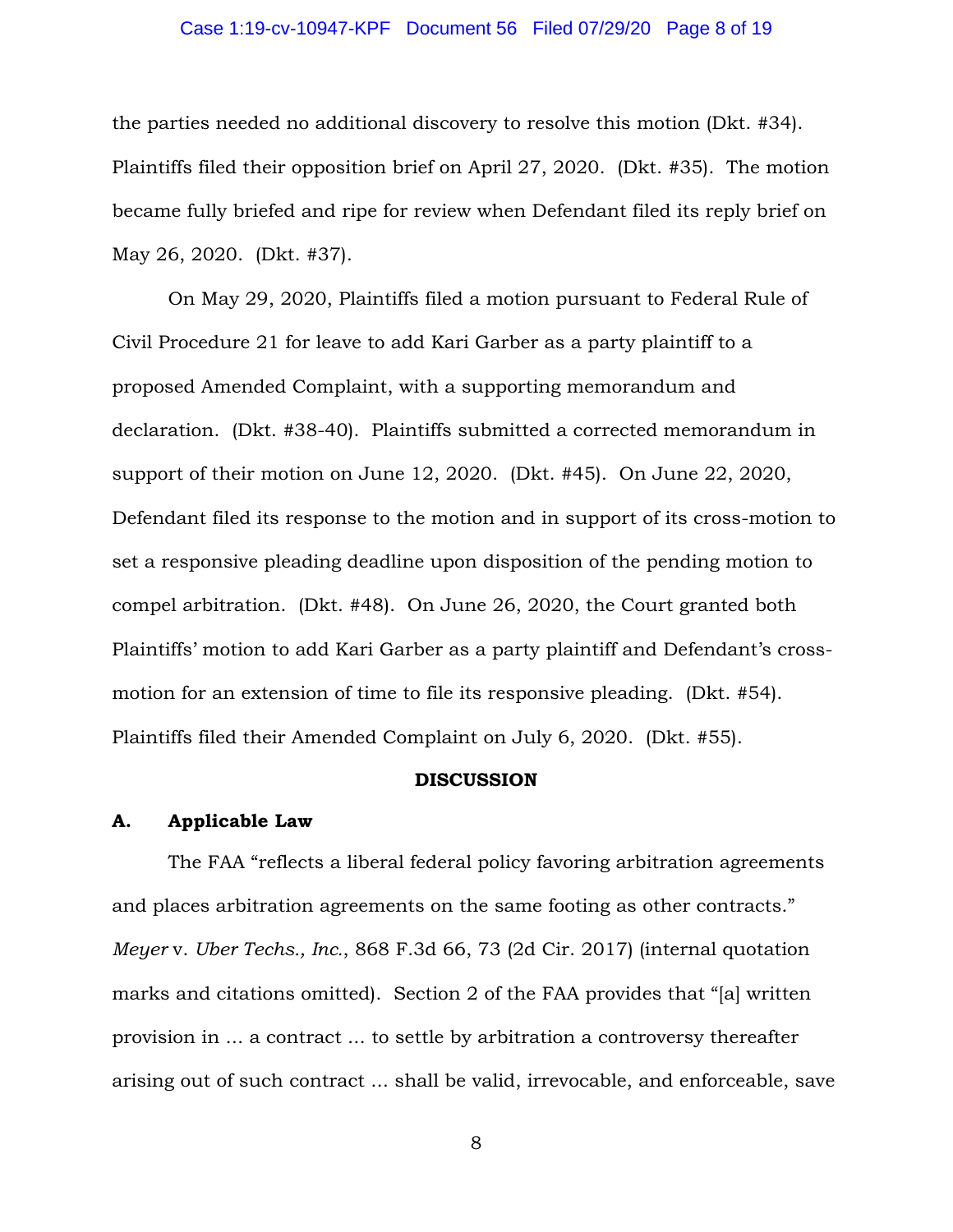the parties needed no additional discovery to resolve this motion (Dkt. #34). Plaintiffs filed their opposition brief on April 27, 2020. (Dkt. #35). The motion became fully briefed and ripe for review when Defendant filed its reply brief on May 26, 2020. (Dkt. #37).

On May 29, 2020, Plaintiffs filed a motion pursuant to Federal Rule of Civil Procedure 21 for leave to add Kari Garber as a party plaintiff to a proposed Amended Complaint, with a supporting memorandum and declaration. (Dkt. #38-40). Plaintiffs submitted a corrected memorandum in support of their motion on June 12, 2020. (Dkt. #45). On June 22, 2020, Defendant filed its response to the motion and in support of its cross-motion to set a responsive pleading deadline upon disposition of the pending motion to compel arbitration. (Dkt. #48). On June 26, 2020, the Court granted both Plaintiffs' motion to add Kari Garber as a party plaintiff and Defendant's cross-motion for an extension of time to file its responsive pleading. (Dkt. #54). Plaintiffs filed their Amended Complaint on July 6, 2020. (Dkt. #55).

## DISCUSSION

### A. Applicable Law

The FAA "reflects a liberal federal policy favoring arbitration agreements and places arbitration agreements on the same footing as other contracts." *Meyer* v. *Uber Techs., Inc.*, 868 F.3d 66, 73 (2d Cir. 2017) (internal quotation marks and citations omitted). Section 2 of the FAA provides that "[a] written provision in ... a contract ... to settle by arbitration a controversy thereafter arising out of such contract ... shall be valid, irrevocable, and enforceable, save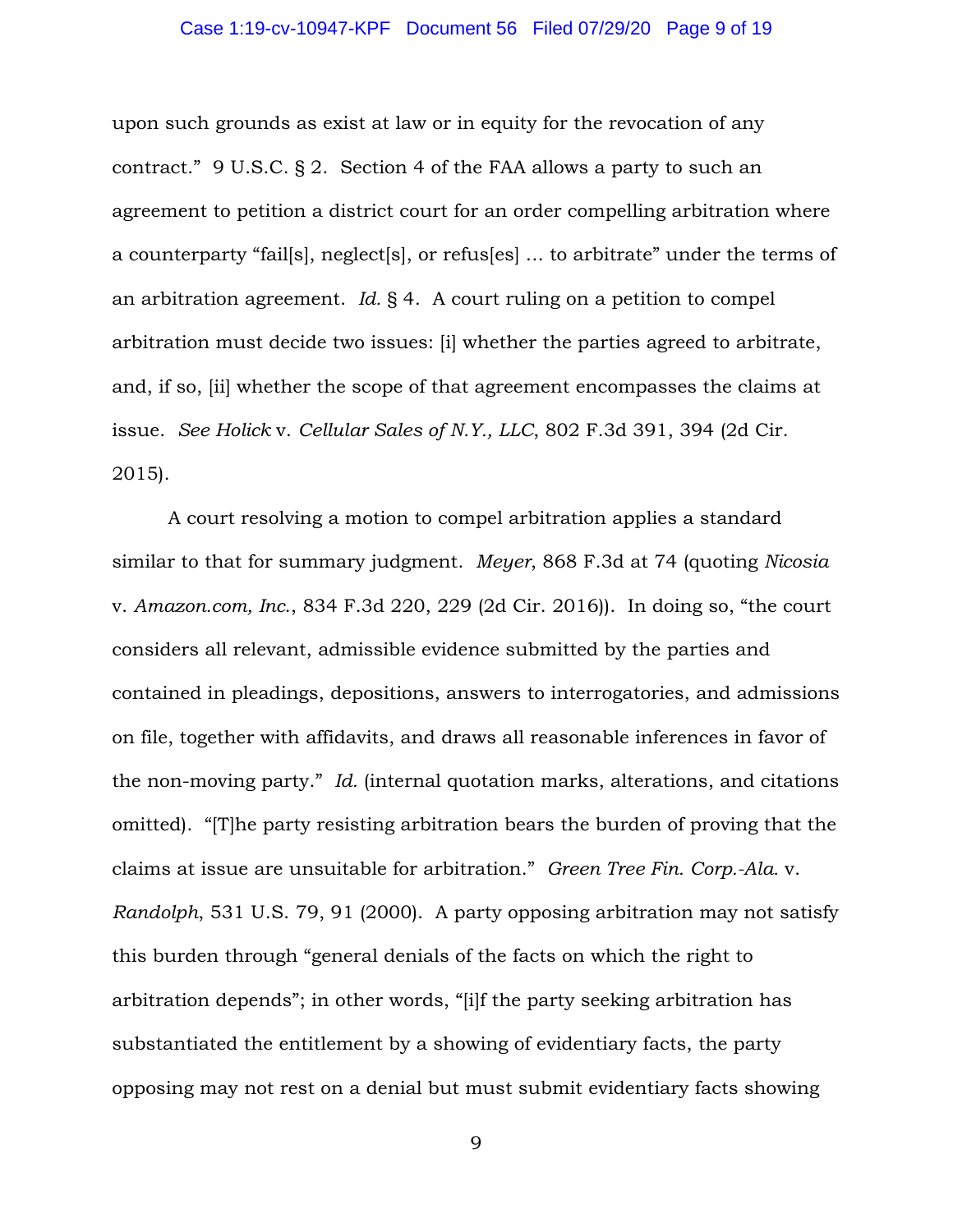upon such grounds as exist at law or in equity for the revocation of any contract." 9 U.S.C. § 2. Section 4 of the FAA allows a party to such an agreement to petition a district court for an order compelling arbitration where a counterparty "fail[s], neglect[s], or refus[es] ... to arbitrate" under the terms of an arbitration agreement. *Id.* § 4. A court ruling on a petition to compel arbitration must decide two issues: [i] whether the parties agreed to arbitrate, and, if so, [ii] whether the scope of that agreement encompasses the claims at issue. *See Holick* v. *Cellular Sales of N.Y., LLC*, 802 F.3d 391, 394 (2d Cir. 2015).

A court resolving a motion to compel arbitration applies a standard similar to that for summary judgment. *Meyer*, 868 F.3d at 74 (quoting *Nicosia* v. *Amazon.com, Inc.*, 834 F.3d 220, 229 (2d Cir. 2016)). In doing so, "the court considers all relevant, admissible evidence submitted by the parties and contained in pleadings, depositions, answers to interrogatories, and admissions on file, together with affidavits, and draws all reasonable inferences in favor of the non-moving party." *Id.* (internal quotation marks, alterations, and citations omitted). "[T]he party resisting arbitration bears the burden of proving that the claims at issue are unsuitable for arbitration." *Green Tree Fin. Corp.-Ala.* v. *Randolph*, 531 U.S. 79, 91 (2000). A party opposing arbitration may not satisfy this burden through "general denials of the facts on which the right to arbitration depends"; in other words, "[i]f the party seeking arbitration has substantiated the entitlement by a showing of evidentiary facts, the party opposing may not rest on a denial but must submit evidentiary facts showing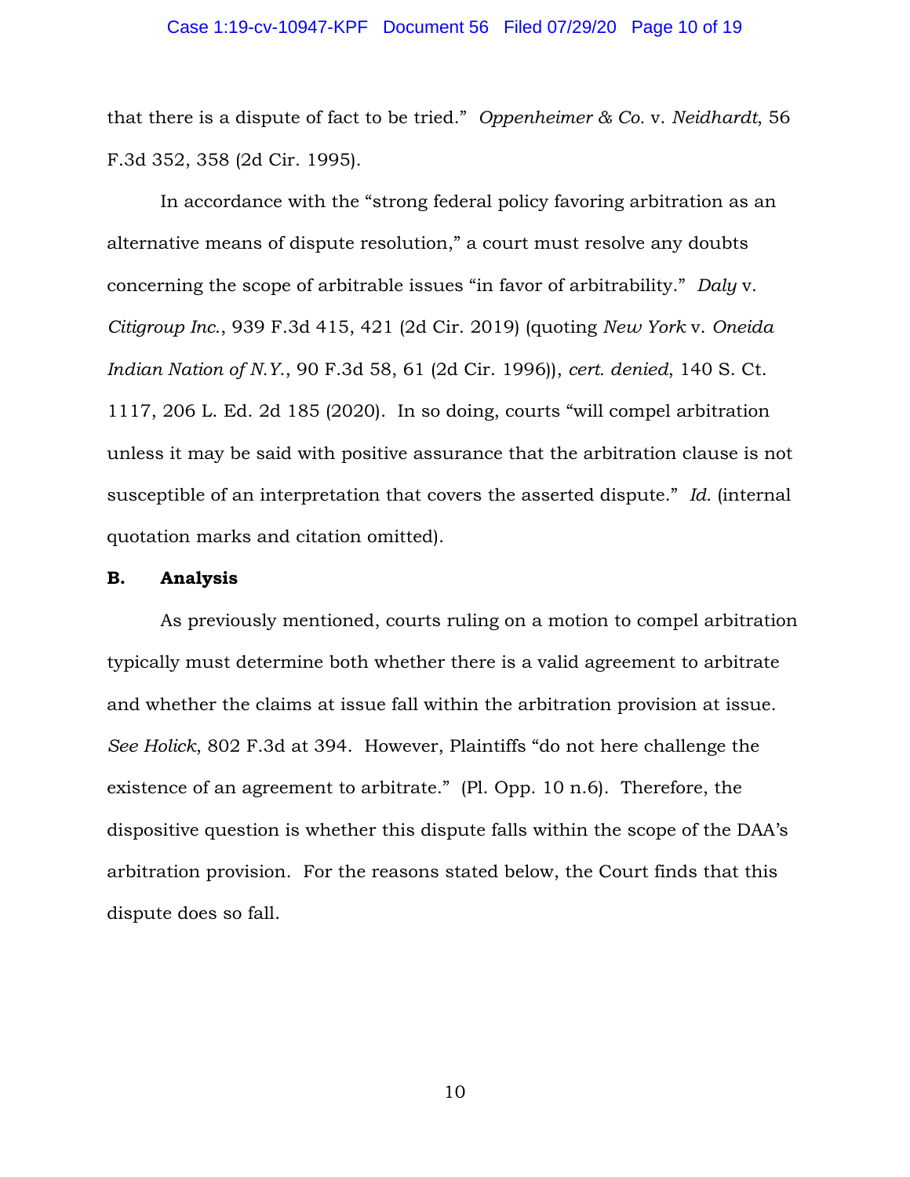that there is a dispute of fact to be tried." *Oppenheimer & Co.* v. *Neidhardt*, 56 F.3d 352, 358 (2d Cir. 1995).

In accordance with the "strong federal policy favoring arbitration as an alternative means of dispute resolution," a court must resolve any doubts concerning the scope of arbitrable issues "in favor of arbitrability." *Daly* v. *Citigroup Inc.*, 939 F.3d 415, 421 (2d Cir. 2019) (quoting *New York* v. *Oneida Indian Nation of N.Y.*, 90 F.3d 58, 61 (2d Cir. 1996)), *cert. denied*, 140 S. Ct. 1117, 206 L. Ed. 2d 185 (2020). In so doing, courts "will compel arbitration unless it may be said with positive assurance that the arbitration clause is not susceptible of an interpretation that covers the asserted dispute." *Id.* (internal quotation marks and citation omitted).

**B. Analysis**

As previously mentioned, courts ruling on a motion to compel arbitration typically must determine both whether there is a valid agreement to arbitrate and whether the claims at issue fall within the arbitration provision at issue. *See Holick*, 802 F.3d at 394. However, Plaintiffs "do not here challenge the existence of an agreement to arbitrate." (Pl. Opp. 10 n.6). Therefore, the dispositive question is whether this dispute falls within the scope of the DAA's arbitration provision. For the reasons stated below, the Court finds that this dispute does so fall.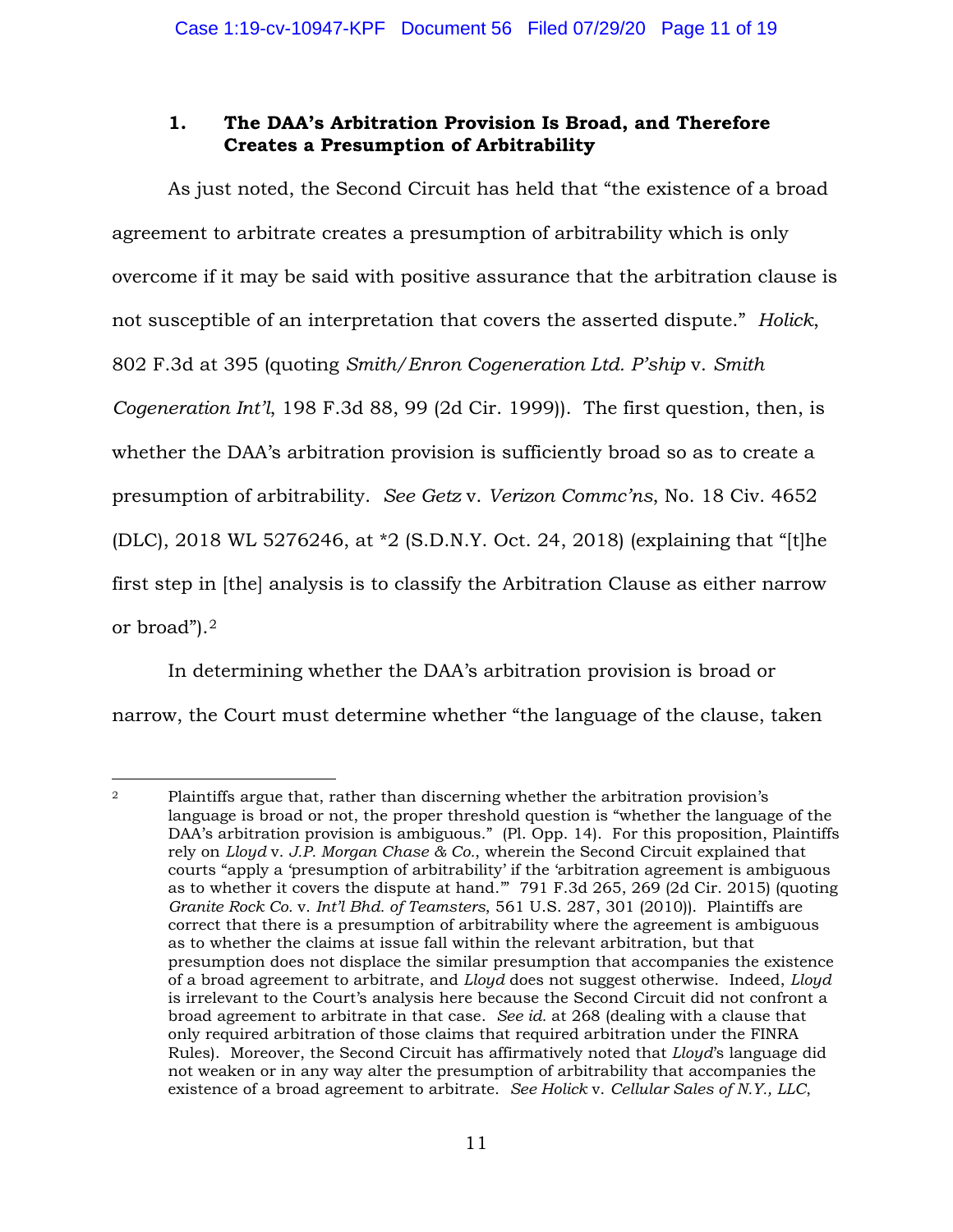### 1. The DAA's Arbitration Provision Is Broad, and Therefore Creates a Presumption of Arbitrability

As just noted, the Second Circuit has held that "the existence of a broad agreement to arbitrate creates a presumption of arbitrability which is only overcome if it may be said with positive assurance that the arbitration clause is not susceptible of an interpretation that covers the asserted dispute." *Holick*, 802 F.3d at 395 (quoting *Smith/Enron Cogeneration Ltd. P'ship* v. *Smith Cogeneration Int'l*, 198 F.3d 88, 99 (2d Cir. 1999)). The first question, then, is whether the DAA's arbitration provision is sufficiently broad so as to create a presumption of arbitrability. *See Getz* v. *Verizon Commc'ns*, No. 18 Civ. 4652 (DLC), 2018 WL 5276246, at *2 (S.D.N.Y. Oct. 24, 2018) (explaining that "[t]he first step in [the] analysis is to classify the Arbitration Clause as either narrow or broad").[2]

In determining whether the DAA's arbitration provision is broad or narrow, the Court must determine whether "the language of the clause, taken

---

[2] Plaintiffs argue that, rather than discerning whether the arbitration provision's language is broad or not, the proper threshold question is "whether the language of the DAA's arbitration provision is ambiguous." (Pl. Opp. 14). For this proposition, Plaintiffs rely on *Lloyd* v. *J.P. Morgan Chase & Co.*, wherein the Second Circuit explained that courts "apply a 'presumption of arbitrability' if the 'arbitration agreement is ambiguous as to whether it covers the dispute at hand.'" 791 F.3d 265, 269 (2d Cir. 2015) (quoting *Granite Rock Co.* v. *Int'l Bhd. of Teamsters*, 561 U.S. 287, 301 (2010)). Plaintiffs are correct that there is a presumption of arbitrability where the agreement is ambiguous as to whether the claims at issue fall within the relevant arbitration, but that presumption does not displace the similar presumption that accompanies the existence of a broad agreement to arbitrate, and *Lloyd* does not suggest otherwise. Indeed, *Lloyd* is irrelevant to the Court's analysis here because the Second Circuit did not confront a broad agreement to arbitrate in that case. *See id.* at 268 (dealing with a clause that only required arbitration of those claims that required arbitration under the FINRA Rules). Moreover, the Second Circuit has affirmatively noted that *Lloyd*'s language did not weaken or in any way alter the presumption of arbitrability that accompanies the existence of a broad agreement to arbitrate. *See Holick* v. *Cellular Sales of N.Y., LLC*,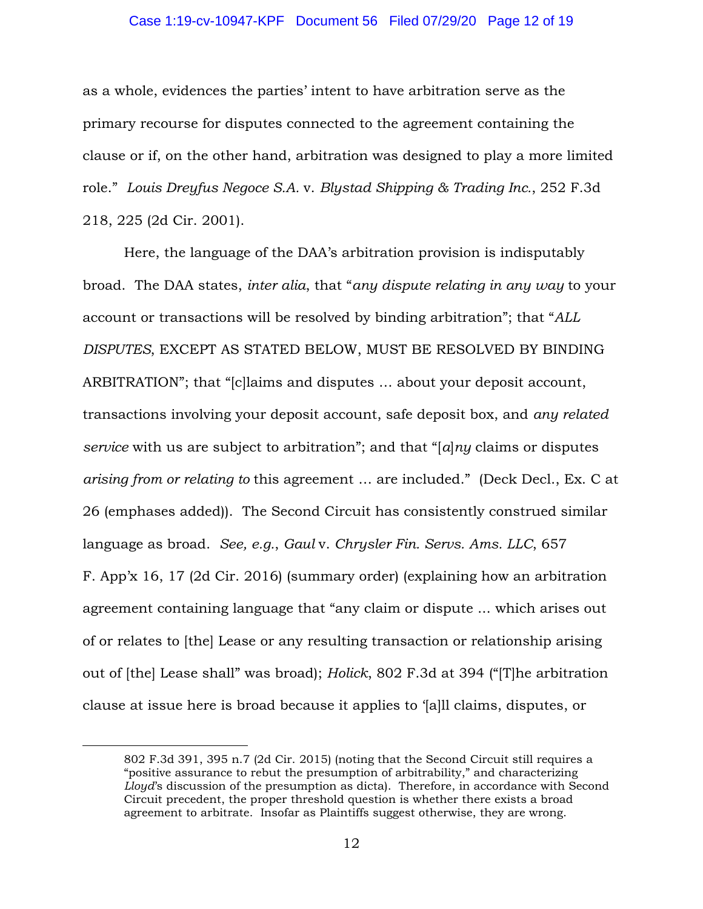as a whole, evidences the parties' intent to have arbitration serve as the primary recourse for disputes connected to the agreement containing the clause or if, on the other hand, arbitration was designed to play a more limited role." *Louis Dreyfus Negoce S.A.* v. *Blystad Shipping & Trading Inc.*, 252 F.3d 218, 225 (2d Cir. 2001).

Here, the language of the DAA's arbitration provision is indisputably broad. The DAA states, *inter alia*, that "*any dispute relating in any way* to your account or transactions will be resolved by binding arbitration"; that "*ALL DISPUTES*, EXCEPT AS STATED BELOW, MUST BE RESOLVED BY BINDING ARBITRATION"; that "[c]laims and disputes … about your deposit account, transactions involving your deposit account, safe deposit box, and *any related service* with us are subject to arbitration"; and that "[*a*]*ny* claims or disputes *arising from or relating to* this agreement … are included." (Deck Decl., Ex. C at 26 (emphases added)). The Second Circuit has consistently construed similar language as broad. *See, e.g.*, *Gaul* v. *Chrysler Fin. Servs. Ams. LLC*, 657 F. App'x 16, 17 (2d Cir. 2016) (summary order) (explaining how an arbitration agreement containing language that "any claim or dispute … which arises out of or relates to [the] Lease or any resulting transaction or relationship arising out of [the] Lease shall" was broad); *Holick*, 802 F.3d at 394 ("[T]he arbitration clause at issue here is broad because it applies to '[a]ll claims, disputes, or

---

802 F.3d 391, 395 n.7 (2d Cir. 2015) (noting that the Second Circuit still requires a "positive assurance to rebut the presumption of arbitrability," and characterizing *Lloyd*'s discussion of the presumption as dicta). Therefore, in accordance with Second Circuit precedent, the proper threshold question is whether there exists a broad agreement to arbitrate. Insofar as Plaintiffs suggest otherwise, they are wrong.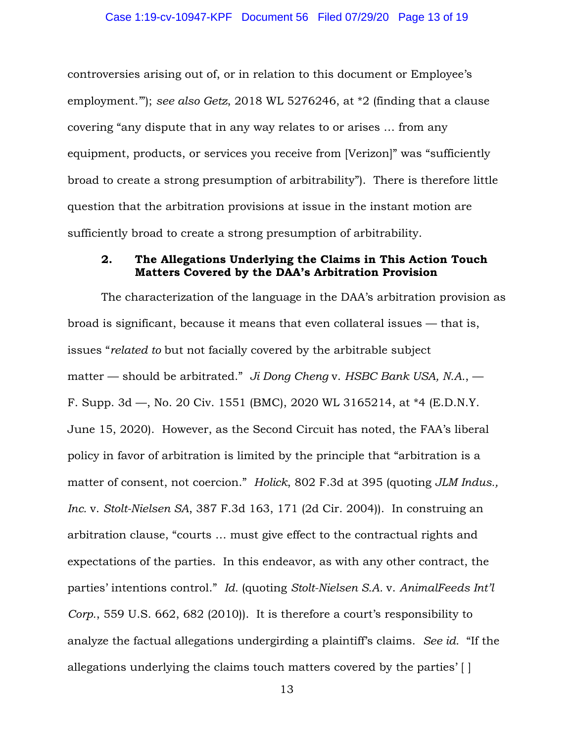controversies arising out of, or in relation to this document or Employee's employment.'"); *see also Getz*, 2018 WL 5276246, at *2 (finding that a clause covering "any dispute that in any way relates to or arises … from any equipment, products, or services you receive from [Verizon]" was "sufficiently broad to create a strong presumption of arbitrability"). There is therefore little question that the arbitration provisions at issue in the instant motion are sufficiently broad to create a strong presumption of arbitrability.

### 2. The Allegations Underlying the Claims in This Action Touch Matters Covered by the DAA's Arbitration Provision

The characterization of the language in the DAA's arbitration provision as broad is significant, because it means that even collateral issues — that is, issues "*related to* but not facially covered by the arbitrable subject matter — should be arbitrated." *Ji Dong Cheng* v. *HSBC Bank USA, N.A.*, — F. Supp. 3d —, No. 20 Civ. 1551 (BMC), 2020 WL 3165214, at *4 (E.D.N.Y. June 15, 2020). However, as the Second Circuit has noted, the FAA's liberal policy in favor of arbitration is limited by the principle that "arbitration is a matter of consent, not coercion." *Holick*, 802 F.3d at 395 (quoting *JLM Indus., Inc.* v. *Stolt-Nielsen SA*, 387 F.3d 163, 171 (2d Cir. 2004)). In construing an arbitration clause, "courts … must give effect to the contractual rights and expectations of the parties. In this endeavor, as with any other contract, the parties' intentions control." *Id.* (quoting *Stolt-Nielsen S.A.* v. *AnimalFeeds Int'l Corp.*, 559 U.S. 662, 682 (2010)). It is therefore a court's responsibility to analyze the factual allegations undergirding a plaintiff's claims. *See id.* "If the allegations underlying the claims touch matters covered by the parties' [ ]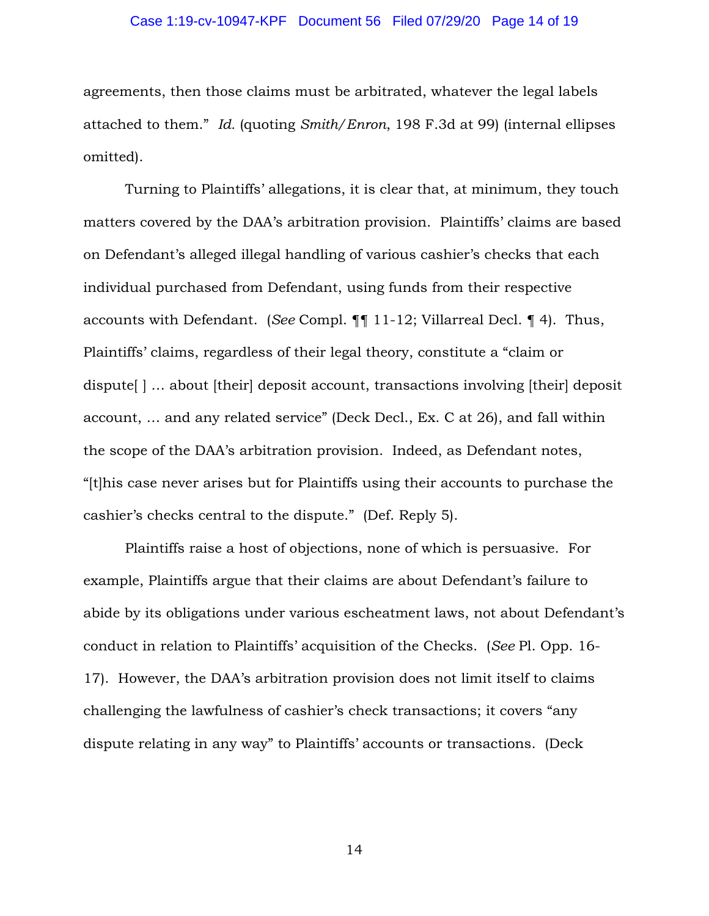agreements, then those claims must be arbitrated, whatever the legal labels attached to them." *Id.* (quoting *Smith/Enron*, 198 F.3d at 99) (internal ellipses omitted).

Turning to Plaintiffs' allegations, it is clear that, at minimum, they touch matters covered by the DAA's arbitration provision. Plaintiffs' claims are based on Defendant's alleged illegal handling of various cashier's checks that each individual purchased from Defendant, using funds from their respective accounts with Defendant. (*See* Compl. ¶¶ 11-12; Villarreal Decl. ¶ 4). Thus, Plaintiffs' claims, regardless of their legal theory, constitute a "claim or dispute[ ] … about [their] deposit account, transactions involving [their] deposit account, … and any related service" (Deck Decl., Ex. C at 26), and fall within the scope of the DAA's arbitration provision. Indeed, as Defendant notes, "[t]his case never arises but for Plaintiffs using their accounts to purchase the cashier's checks central to the dispute." (Def. Reply 5).

Plaintiffs raise a host of objections, none of which is persuasive. For example, Plaintiffs argue that their claims are about Defendant's failure to abide by its obligations under various escheatment laws, not about Defendant's conduct in relation to Plaintiffs' acquisition of the Checks. (*See* Pl. Opp. 16-17). However, the DAA's arbitration provision does not limit itself to claims challenging the lawfulness of cashier's check transactions; it covers "any dispute relating in any way" to Plaintiffs' accounts or transactions. (Deck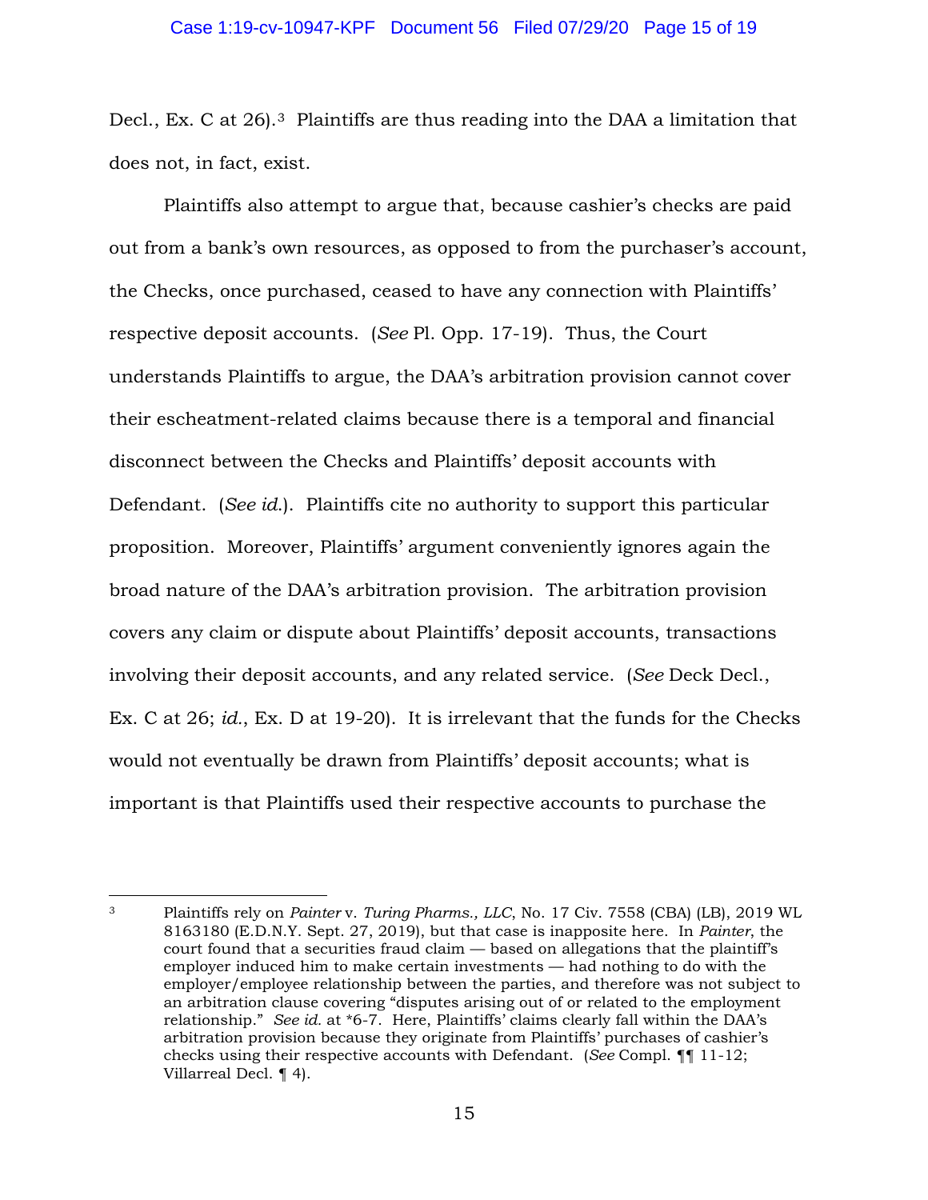Decl., Ex. C at 26).[3] Plaintiffs are thus reading into the DAA a limitation that does not, in fact, exist.

Plaintiffs also attempt to argue that, because cashier's checks are paid out from a bank's own resources, as opposed to from the purchaser's account, the Checks, once purchased, ceased to have any connection with Plaintiffs' respective deposit accounts. (*See* Pl. Opp. 17-19). Thus, the Court understands Plaintiffs to argue, the DAA's arbitration provision cannot cover their escheatment-related claims because there is a temporal and financial disconnect between the Checks and Plaintiffs' deposit accounts with Defendant. (*See id.*). Plaintiffs cite no authority to support this particular proposition. Moreover, Plaintiffs' argument conveniently ignores again the broad nature of the DAA's arbitration provision. The arbitration provision covers any claim or dispute about Plaintiffs' deposit accounts, transactions involving their deposit accounts, and any related service. (*See* Deck Decl., Ex. C at 26; *id.*, Ex. D at 19-20). It is irrelevant that the funds for the Checks would not eventually be drawn from Plaintiffs' deposit accounts; what is important is that Plaintiffs used their respective accounts to purchase the

---

[3] Plaintiffs rely on *Painter* v. *Turing Pharms., LLC*, No. 17 Civ. 7558 (CBA) (LB), 2019 WL 8163180 (E.D.N.Y. Sept. 27, 2019), but that case is inapposite here. In *Painter*, the court found that a securities fraud claim — based on allegations that the plaintiff's employer induced him to make certain investments — had nothing to do with the employer/employee relationship between the parties, and therefore was not subject to an arbitration clause covering "disputes arising out of or related to the employment relationship." *See id.* at *6-7. Here, Plaintiffs' claims clearly fall within the DAA's arbitration provision because they originate from Plaintiffs' purchases of cashier's checks using their respective accounts with Defendant. (*See* Compl. ¶¶ 11-12; Villarreal Decl. ¶ 4).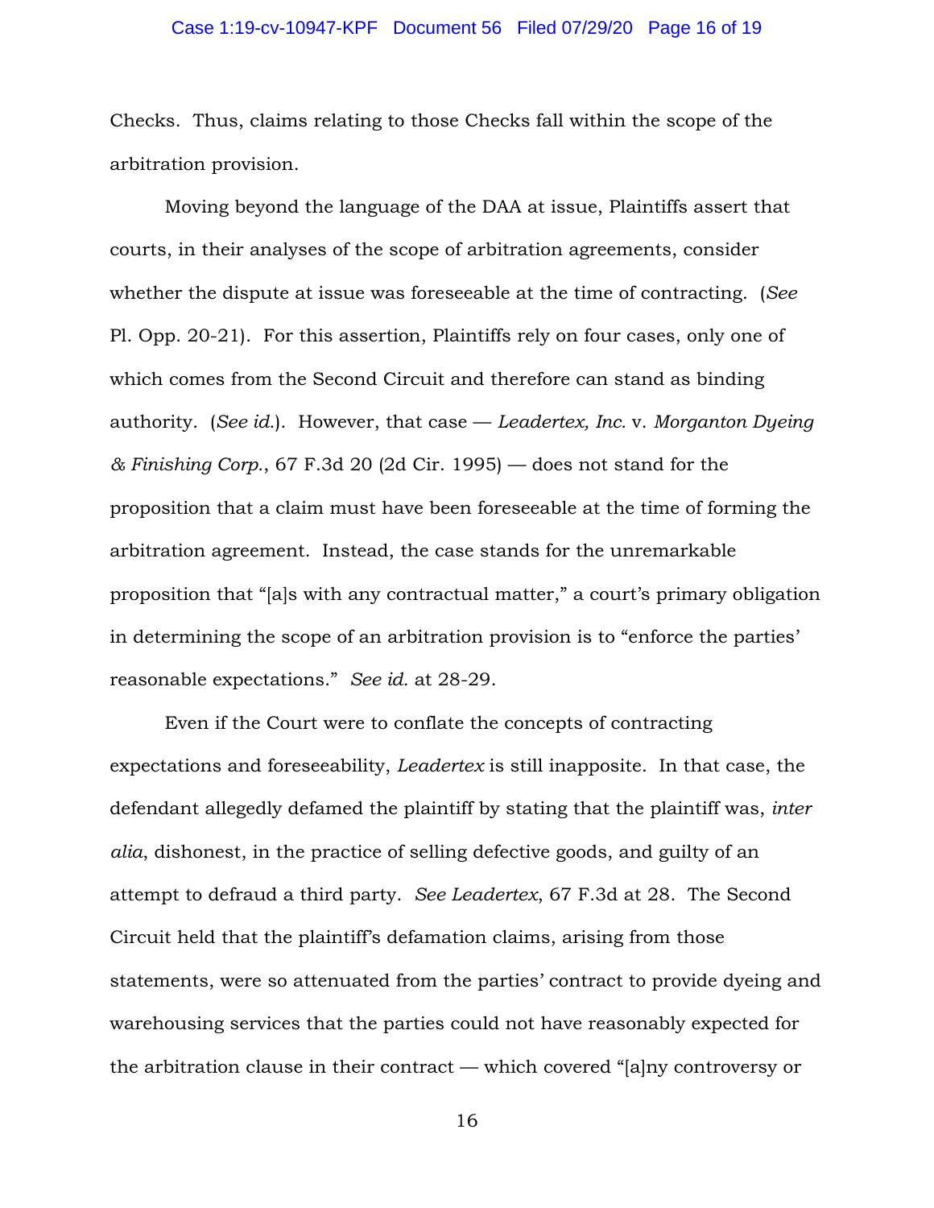Checks. Thus, claims relating to those Checks fall within the scope of the arbitration provision.

Moving beyond the language of the DAA at issue, Plaintiffs assert that courts, in their analyses of the scope of arbitration agreements, consider whether the dispute at issue was foreseeable at the time of contracting. (*See* Pl. Opp. 20-21). For this assertion, Plaintiffs rely on four cases, only one of which comes from the Second Circuit and therefore can stand as binding authority. (*See id.*). However, that case — *Leadertex, Inc.* v. *Morganton Dyeing & Finishing Corp.*, 67 F.3d 20 (2d Cir. 1995) — does not stand for the proposition that a claim must have been foreseeable at the time of forming the arbitration agreement. Instead, the case stands for the unremarkable proposition that "[a]s with any contractual matter," a court's primary obligation in determining the scope of an arbitration provision is to "enforce the parties' reasonable expectations." *See id.* at 28-29.

Even if the Court were to conflate the concepts of contracting expectations and foreseeability, *Leadertex* is still inapposite. In that case, the defendant allegedly defamed the plaintiff by stating that the plaintiff was, *inter alia*, dishonest, in the practice of selling defective goods, and guilty of an attempt to defraud a third party. *See Leadertex*, 67 F.3d at 28. The Second Circuit held that the plaintiff's defamation claims, arising from those statements, were so attenuated from the parties' contract to provide dyeing and warehousing services that the parties could not have reasonably expected for the arbitration clause in their contract — which covered "[a]ny controversy or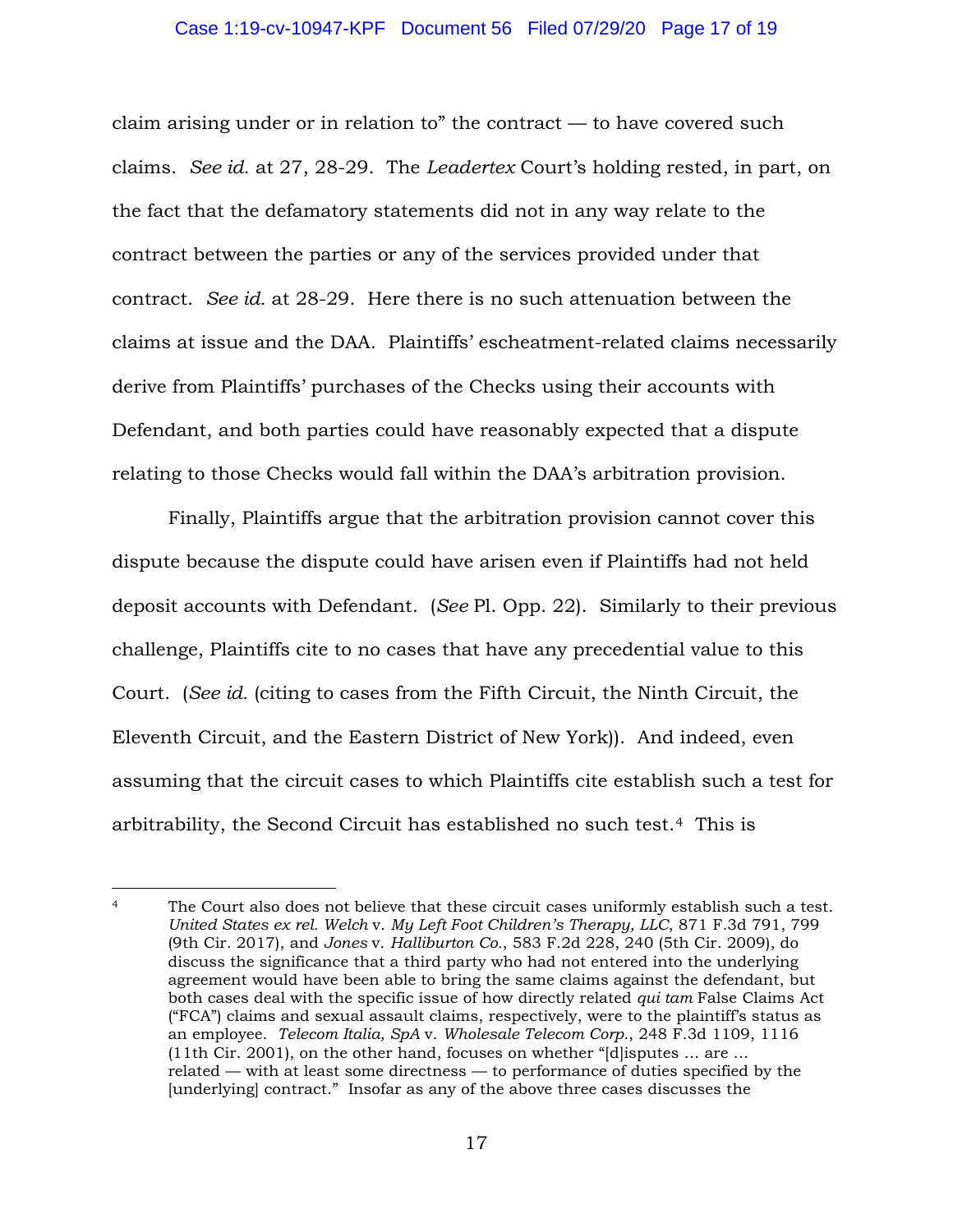claim arising under or in relation to" the contract — to have covered such claims. *See id.* at 27, 28-29. The *Leadertex* Court's holding rested, in part, on the fact that the defamatory statements did not in any way relate to the contract between the parties or any of the services provided under that contract. *See id.* at 28-29. Here there is no such attenuation between the claims at issue and the DAA. Plaintiffs' escheatment-related claims necessarily derive from Plaintiffs' purchases of the Checks using their accounts with Defendant, and both parties could have reasonably expected that a dispute relating to those Checks would fall within the DAA's arbitration provision.

Finally, Plaintiffs argue that the arbitration provision cannot cover this dispute because the dispute could have arisen even if Plaintiffs had not held deposit accounts with Defendant. (*See* Pl. Opp. 22). Similarly to their previous challenge, Plaintiffs cite to no cases that have any precedential value to this Court. (*See id.* (citing to cases from the Fifth Circuit, the Ninth Circuit, the Eleventh Circuit, and the Eastern District of New York)). And indeed, even assuming that the circuit cases to which Plaintiffs cite establish such a test for arbitrability, the Second Circuit has established no such test.[4] This is

---

[4] The Court also does not believe that these circuit cases uniformly establish such a test. *United States ex rel. Welch* v. *My Left Foot Children's Therapy, LLC*, 871 F.3d 791, 799 (9th Cir. 2017), and *Jones* v. *Halliburton Co.*, 583 F.2d 228, 240 (5th Cir. 2009), do discuss the significance that a third party who had not entered into the underlying agreement would have been able to bring the same claims against the defendant, but both cases deal with the specific issue of how directly related *qui tam* False Claims Act ("FCA") claims and sexual assault claims, respectively, were to the plaintiff's status as an employee. *Telecom Italia, SpA* v. *Wholesale Telecom Corp.*, 248 F.3d 1109, 1116 (11th Cir. 2001), on the other hand, focuses on whether "[d]isputes … are … related — with at least some directness — to performance of duties specified by the [underlying] contract." Insofar as any of the above three cases discusses the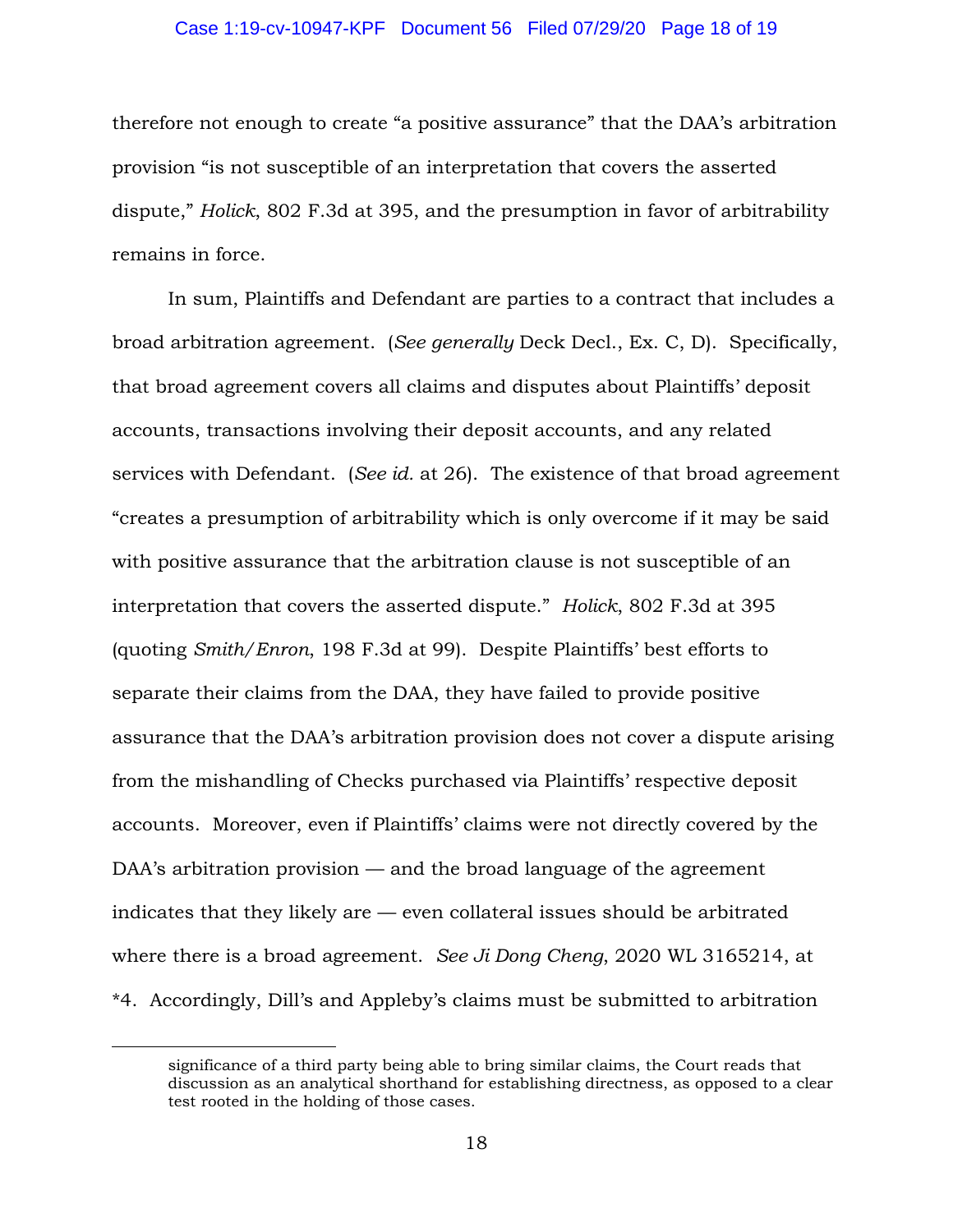therefore not enough to create "a positive assurance" that the DAA's arbitration provision "is not susceptible of an interpretation that covers the asserted dispute," *Holick*, 802 F.3d at 395, and the presumption in favor of arbitrability remains in force.

In sum, Plaintiffs and Defendant are parties to a contract that includes a broad arbitration agreement. (*See generally* Deck Decl., Ex. C, D). Specifically, that broad agreement covers all claims and disputes about Plaintiffs' deposit accounts, transactions involving their deposit accounts, and any related services with Defendant. (*See id.* at 26). The existence of that broad agreement "creates a presumption of arbitrability which is only overcome if it may be said with positive assurance that the arbitration clause is not susceptible of an interpretation that covers the asserted dispute." *Holick*, 802 F.3d at 395 (quoting *Smith/Enron*, 198 F.3d at 99). Despite Plaintiffs' best efforts to separate their claims from the DAA, they have failed to provide positive assurance that the DAA's arbitration provision does not cover a dispute arising from the mishandling of Checks purchased via Plaintiffs' respective deposit accounts. Moreover, even if Plaintiffs' claims were not directly covered by the DAA's arbitration provision — and the broad language of the agreement indicates that they likely are — even collateral issues should be arbitrated where there is a broad agreement. *See Ji Dong Cheng*, 2020 WL 3165214, at *4. Accordingly, Dill's and Appleby's claims must be submitted to arbitration

---

significance of a third party being able to bring similar claims, the Court reads that discussion as an analytical shorthand for establishing directness, as opposed to a clear test rooted in the holding of those cases.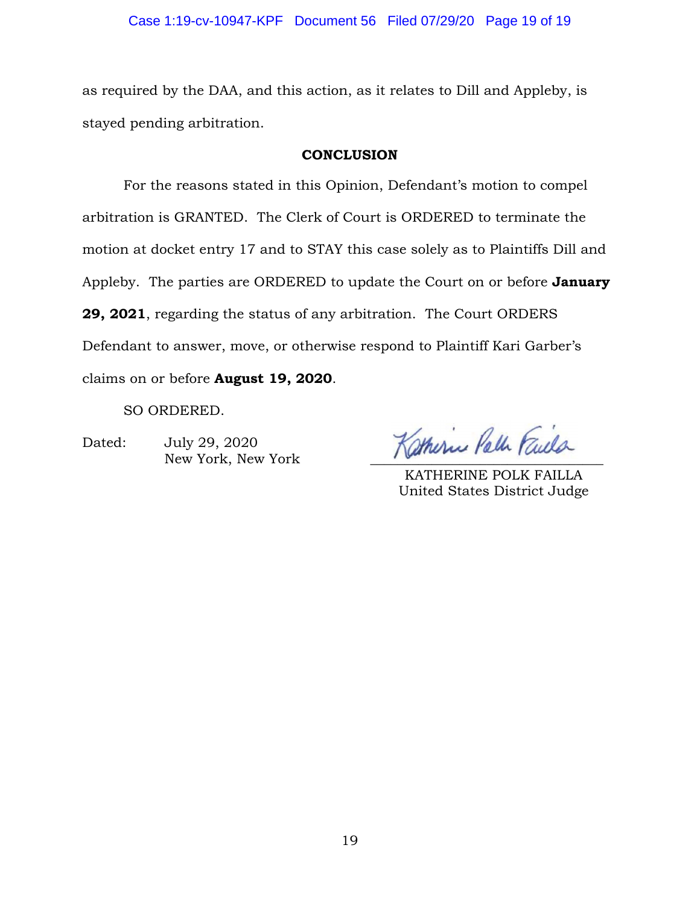as required by the DAA, and this action, as it relates to Dill and Appleby, is stayed pending arbitration.

## CONCLUSION

For the reasons stated in this Opinion, Defendant's motion to compel arbitration is GRANTED. The Clerk of Court is ORDERED to terminate the motion at docket entry 17 and to STAY this case solely as to Plaintiffs Dill and Appleby. The parties are ORDERED to update the Court on or before **January 29, 2021**, regarding the status of any arbitration. The Court ORDERS Defendant to answer, move, or otherwise respond to Plaintiff Kari Garber's claims on or before **August 19, 2020**.

SO ORDERED.

Dated: July 29, 2020
New York, New York

KATHERINE POLK FAILLA
United States District Judge